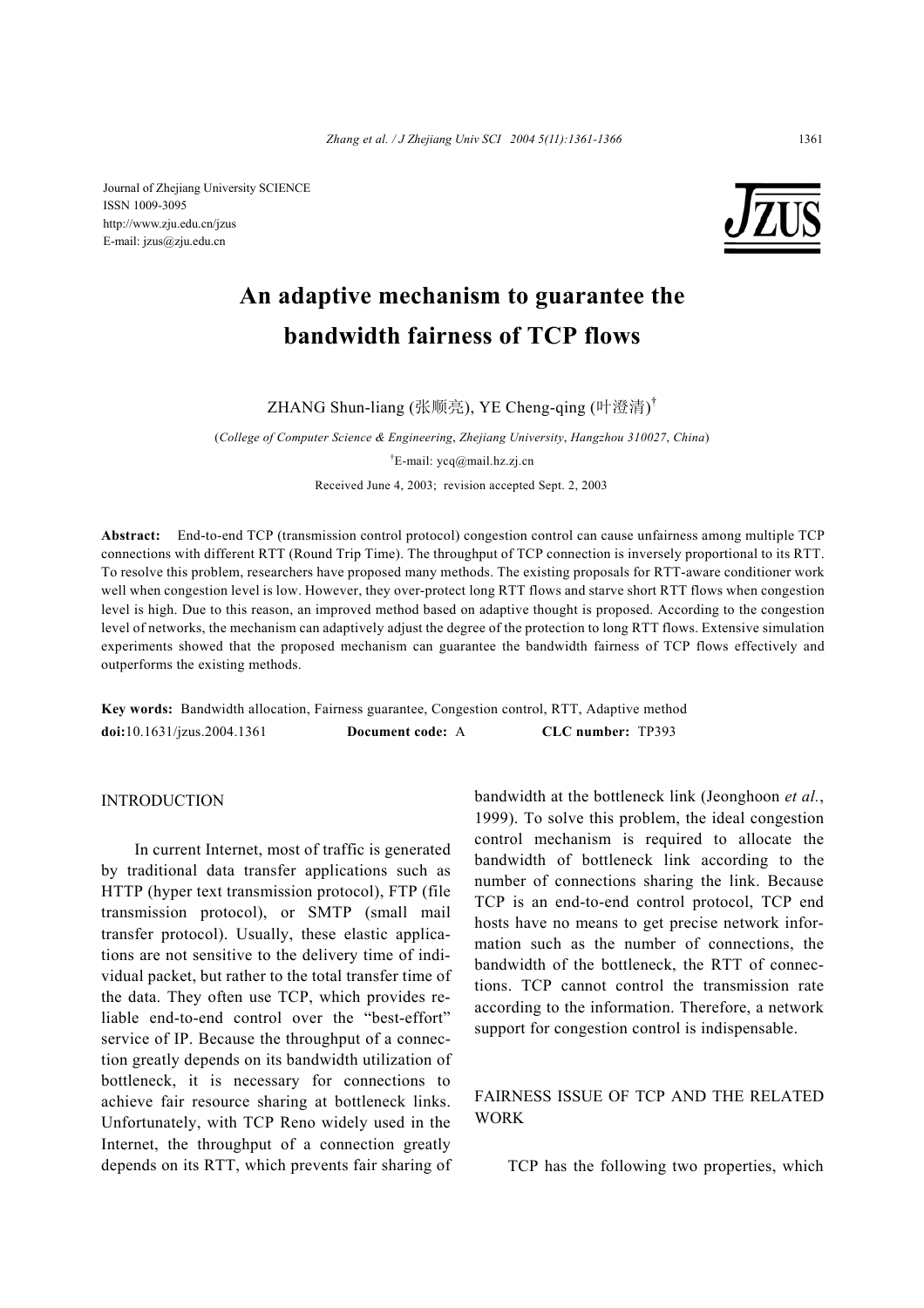Journal of Zhejiang University SCIENCE
ISSN 1009-3095
http://www.zju.edu.cn/jzus
E-mail: jzus@zju.edu.cn

# An adaptive mechanism to guarantee the bandwidth fairness of TCP flows

ZHANG Shun-liang (张顺亮), YE Cheng-qing (叶澄清)[†]

(*College of Computer Science & Engineering, Zhejiang University, Hangzhou 310027, China*)

[†]E-mail: ycq@mail.hz.zj.cn

Received June 4, 2003; revision accepted Sept. 2, 2003

**Abstract:** End-to-end TCP (transmission control protocol) congestion control can cause unfairness among multiple TCP connections with different RTT (Round Trip Time). The throughput of TCP connection is inversely proportional to its RTT. To resolve this problem, researchers have proposed many methods. The existing proposals for RTT-aware conditioner work well when congestion level is low. However, they over-protect long RTT flows and starve short RTT flows when congestion level is high. Due to this reason, an improved method based on adaptive thought is proposed. According to the congestion level of networks, the mechanism can adaptively adjust the degree of the protection to long RTT flows. Extensive simulation experiments showed that the proposed mechanism can guarantee the bandwidth fairness of TCP flows effectively and outperforms the existing methods.

**Key words:** Bandwidth allocation, Fairness guarantee, Congestion control, RTT, Adaptive method

**doi:**10.1631/jzus.2004.1361 **Document code:** A **CLC number:** TP393

## INTRODUCTION

In current Internet, most of traffic is generated by traditional data transfer applications such as HTTP (hyper text transmission protocol), FTP (file transmission protocol), or SMTP (small mail transfer protocol). Usually, these elastic applications are not sensitive to the delivery time of individual packet, but rather to the total transfer time of the data. They often use TCP, which provides reliable end-to-end control over the "best-effort" service of IP. Because the throughput of a connection greatly depends on its bandwidth utilization of bottleneck, it is necessary for connections to achieve fair resource sharing at bottleneck links. Unfortunately, with TCP Reno widely used in the Internet, the throughput of a connection greatly depends on its RTT, which prevents fair sharing of bandwidth at the bottleneck link (Jeonghoon *et al.*, 1999). To solve this problem, the ideal congestion control mechanism is required to allocate the bandwidth of bottleneck link according to the number of connections sharing the link. Because TCP is an end-to-end control protocol, TCP end hosts have no means to get precise network information such as the number of connections, the bandwidth of the bottleneck, the RTT of connections. TCP cannot control the transmission rate according to the information. Therefore, a network support for congestion control is indispensable.

## FAIRNESS ISSUE OF TCP AND THE RELATED WORK

TCP has the following two properties, which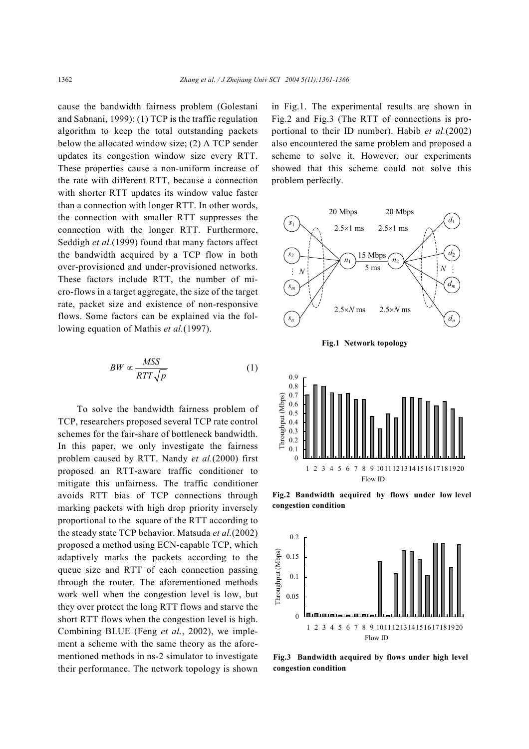cause the bandwidth fairness problem (Golestani and Sabnani, 1999): (1) TCP is the traffic regulation algorithm to keep the total outstanding packets below the allocated window size; (2) A TCP sender updates its congestion window size every RTT. These properties cause a non-uniform increase of the rate with different RTT, because a connection with shorter RTT updates its window value faster than a connection with longer RTT. In other words, the connection with smaller RTT suppresses the connection with the longer RTT. Furthermore, Seddigh *et al.*(1999) found that many factors affect the bandwidth acquired by a TCP flow in both over-provisioned and under-provisioned networks. These factors include RTT, the number of micro-flows in a target aggregate, the size of the target rate, packet size and existence of non-responsive flows. Some factors can be explained via the following equation of Mathis *et al.*(1997).

$$BW \propto \frac{MSS}{RTT\sqrt{p}} \tag{1}$$

To solve the bandwidth fairness problem of TCP, researchers proposed several TCP rate control schemes for the fair-share of bottleneck bandwidth. In this paper, we only investigate the fairness problem caused by RTT. Nandy *et al.*(2000) first proposed an RTT-aware traffic conditioner to mitigate this unfairness. The traffic conditioner avoids RTT bias of TCP connections through marking packets with high drop priority inversely proportional to the square of the RTT according to the steady state TCP behavior. Matsuda *et al.*(2002) proposed a method using ECN-capable TCP, which adaptively marks the packets according to the queue size and RTT of each connection passing through the router. The aforementioned methods work well when the congestion level is low, but they over protect the long RTT flows and starve the short RTT flows when the congestion level is high. Combining BLUE (Feng *et al.*, 2002), we implement a scheme with the same theory as the aforementioned methods in ns-2 simulator to investigate their performance. The network topology is shown in Fig.1. The experimental results are shown in Fig.2 and Fig.3 (The RTT of connections is proportional to their ID number). Habib *et al.*(2002) also encountered the same problem and proposed a scheme to solve it. However, our experiments showed that this scheme could not solve this problem perfectly.

**Fig.1 Network topology**

**Fig.2 Bandwidth acquired by flows under low level congestion condition**

**Fig.3 Bandwidth acquired by flows under high level congestion condition**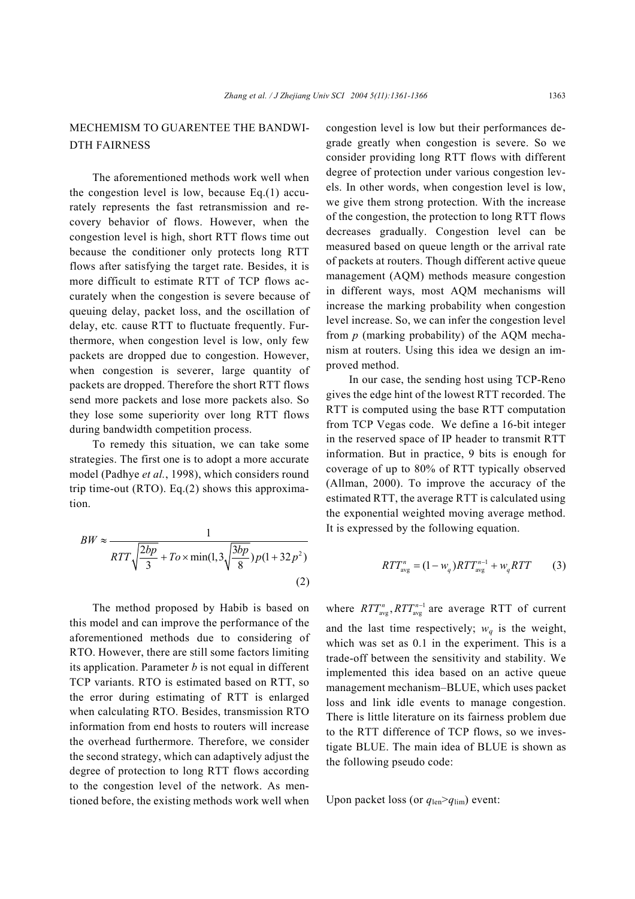## MECHEMISM TO GUARENTEE THE BANDWIDTH FAIRNESS

The aforementioned methods work well when the congestion level is low, because Eq.(1) accurately represents the fast retransmission and recovery behavior of flows. However, when the congestion level is high, short RTT flows time out because the conditioner only protects long RTT flows after satisfying the target rate. Besides, it is more difficult to estimate RTT of TCP flows accurately when the congestion is severe because of queuing delay, packet loss, and the oscillation of delay, etc. cause RTT to fluctuate frequently. Furthermore, when congestion level is low, only few packets are dropped due to congestion. However, when congestion is severer, large quantity of packets are dropped. Therefore the short RTT flows send more packets and lose more packets also. So they lose some superiority over long RTT flows during bandwidth competition process.

To remedy this situation, we can take some strategies. The first one is to adopt a more accurate model (Padhye *et al.*, 1998), which considers round trip time-out (RTO). Eq.(2) shows this approximation.

$$BW \approx \frac{1}{RTT\sqrt{\dfrac{2bp}{3}} + To \times \min(1, 3\sqrt{\dfrac{3bp}{8}})p(1+32p^2)} \tag{2}$$

The method proposed by Habib is based on this model and can improve the performance of the aforementioned methods due to considering of RTO. However, there are still some factors limiting its application. Parameter $b$ is not equal in different TCP variants. RTO is estimated based on RTT, so the error during estimating of RTT is enlarged when calculating RTO. Besides, transmission RTO information from end hosts to routers will increase the overhead furthermore. Therefore, we consider the second strategy, which can adaptively adjust the degree of protection to long RTT flows according to the congestion level of the network. As mentioned before, the existing methods work well when congestion level is low but their performances degrade greatly when congestion is severe. So we consider providing long RTT flows with different degree of protection under various congestion levels. In other words, when congestion level is low, we give them strong protection. With the increase of the congestion, the protection to long RTT flows decreases gradually. Congestion level can be measured based on queue length or the arrival rate of packets at routers. Though different active queue management (AQM) methods measure congestion in different ways, most AQM mechanisms will increase the marking probability when congestion level increase. So, we can infer the congestion level from $p$ (marking probability) of the AQM mechanism at routers. Using this idea we design an improved method.

In our case, the sending host using TCP-Reno gives the edge hint of the lowest RTT recorded. The RTT is computed using the base RTT computation from TCP Vegas code. We define a 16-bit integer in the reserved space of IP header to transmit RTT information. But in practice, 9 bits is enough for coverage of up to 80% of RTT typically observed (Allman, 2000). To improve the accuracy of the estimated RTT, the average RTT is calculated using the exponential weighted moving average method. It is expressed by the following equation.

$$RTT_{\text{avg}}^{n} = (1 - w_q)RTT_{\text{avg}}^{n-1} + w_q RTT \tag{3}$$

where $RTT_{\text{avg}}^{n}, RTT_{\text{avg}}^{n-1}$ are average RTT of current and the last time respectively; $w_q$ is the weight, which was set as 0.1 in the experiment. This is a trade-off between the sensitivity and stability. We implemented this idea based on an active queue management mechanism–BLUE, which uses packet loss and link idle events to manage congestion. There is little literature on its fairness problem due to the RTT difference of TCP flows, so we investigate BLUE. The main idea of BLUE is shown as the following pseudo code:

Upon packet loss (or $q_{\text{len}} > q_{\text{lim}}$) event: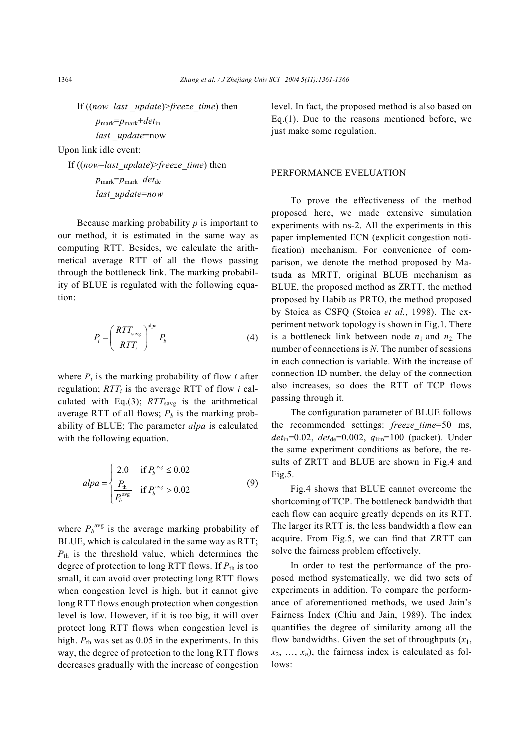If ((*now*–*last _update*)>*freeze_time*) then

$p_{\text{mark}}=p_{\text{mark}}+det_{\text{in}}$

*last _update*=now

Upon link idle event:

If ((*now*–*last_update*)>*freeze_time*) then

$p_{\text{mark}}=p_{\text{mark}}-det_{\text{de}}$

*last_update*=*now*

Because marking probability $p$ is important to our method, it is estimated in the same way as computing RTT. Besides, we calculate the arithmetical average RTT of all the flows passing through the bottleneck link. The marking probability of BLUE is regulated with the following equation:

$$P_i=\left(\frac{RTT_{\text{savg}}}{RTT_i}\right)^{\text{alpa}} P_b \tag{4}$$

where $P_i$ is the marking probability of flow $i$ after regulation; $RTT_i$ is the average RTT of flow $i$ calculated with Eq.(3); $RTT_{\text{savg}}$ is the arithmetical average RTT of all flows; $P_b$ is the marking probability of BLUE; The parameter *alpa* is calculated with the following equation.

$$alpa=\begin{cases} 2.0 & \text{if } P_b^{\text{avg}} \le 0.02 \\ \dfrac{P_{\text{th}}}{P_b^{\text{avg}}} & \text{if } P_b^{\text{avg}} > 0.02 \end{cases} \tag{9}$$

where $P_b^{\text{avg}}$ is the average marking probability of BLUE, which is calculated in the same way as RTT; $P_{\text{th}}$ is the threshold value, which determines the degree of protection to long RTT flows. If $P_{\text{th}}$ is too small, it can avoid over protecting long RTT flows when congestion level is high, but it cannot give long RTT flows enough protection when congestion level is low. However, if it is too big, it will over protect long RTT flows when congestion level is high. $P_{\text{th}}$ was set as 0.05 in the experiments. In this way, the degree of protection to the long RTT flows decreases gradually with the increase of congestion level. In fact, the proposed method is also based on Eq.(1). Due to the reasons mentioned before, we just make some regulation.

## PERFORMANCE EVELUATION

To prove the effectiveness of the method proposed here, we made extensive simulation experiments with ns-2. All the experiments in this paper implemented ECN (explicit congestion notification) mechanism. For convenience of comparison, we denote the method proposed by Matsuda as MRTT, original BLUE mechanism as BLUE, the proposed method as ZRTT, the method proposed by Habib as PRTO, the method proposed by Stoica as CSFQ (Stoica *et al.*, 1998). The experiment network topology is shown in Fig.1. There is a bottleneck link between node $n_1$ and $n_2$. The number of connections is $N$. The number of sessions in each connection is variable. With the increase of connection ID number, the delay of the connection also increases, so does the RTT of TCP flows passing through it.

The configuration parameter of BLUE follows the recommended settings: *freeze_time*=50 ms, $det_{\text{in}}$=0.02, $det_{\text{de}}$=0.002, $q_{\text{lim}}$=100 (packet). Under the same experiment conditions as before, the results of ZRTT and BLUE are shown in Fig.4 and Fig.5.

Fig.4 shows that BLUE cannot overcome the shortcoming of TCP. The bottleneck bandwidth that each flow can acquire greatly depends on its RTT. The larger its RTT is, the less bandwidth a flow can acquire. From Fig.5, we can find that ZRTT can solve the fairness problem effectively.

In order to test the performance of the proposed method systematically, we did two sets of experiments in addition. To compare the performance of aforementioned methods, we used Jain's Fairness Index (Chiu and Jain, 1989). The index quantifies the degree of similarity among all the flow bandwidths. Given the set of throughputs ($x_1$, $x_2$, …, $x_n$), the fairness index is calculated as follows: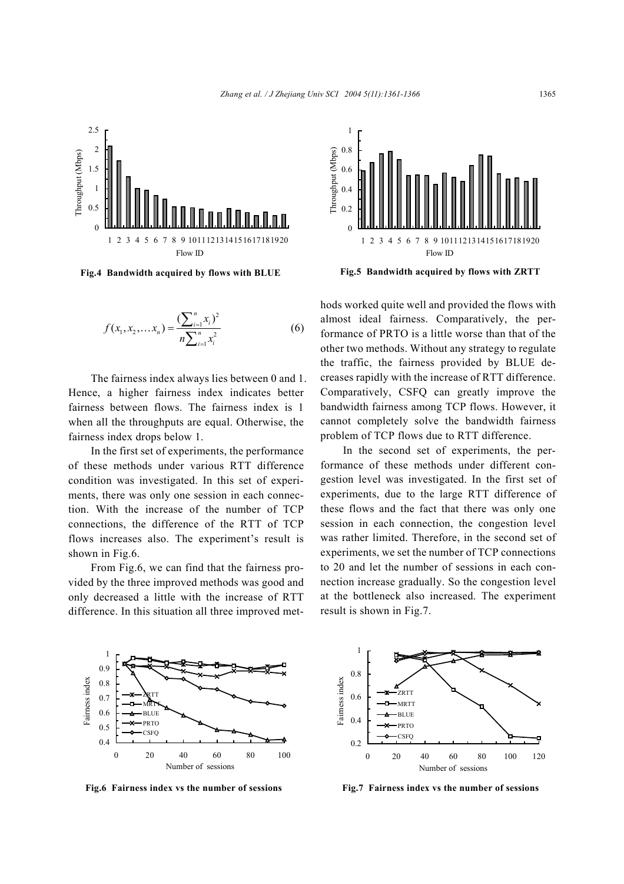Fig.4 Bandwidth acquired by flows with BLUE

Fig.5 Bandwidth acquired by flows with ZRTT

$$f(x_1, x_2, \ldots x_n) = \frac{(\sum_{i=1}^{n} x_i)^2}{n\sum_{i=1}^{n} x_i^2} \tag{6}$$

The fairness index always lies between 0 and 1. Hence, a higher fairness index indicates better fairness between flows. The fairness index is 1 when all the throughputs are equal. Otherwise, the fairness index drops below 1.

In the first set of experiments, the performance of these methods under various RTT difference condition was investigated. In this set of experiments, there was only one session in each connection. With the increase of the number of TCP connections, the difference of the RTT of TCP flows increases also. The experiment's result is shown in Fig.6.

From Fig.6, we can find that the fairness provided by the three improved methods was good and only decreased a little with the increase of RTT difference. In this situation all three improved methods worked quite well and provided the flows with almost ideal fairness. Comparatively, the performance of PRTO is a little worse than that of the other two methods. Without any strategy to regulate the traffic, the fairness provided by BLUE decreases rapidly with the increase of RTT difference. Comparatively, CSFQ can greatly improve the bandwidth fairness among TCP flows. However, it cannot completely solve the bandwidth fairness problem of TCP flows due to RTT difference.

In the second set of experiments, the performance of these methods under different congestion level was investigated. In the first set of experiments, due to the large RTT difference of these flows and the fact that there was only one session in each connection, the congestion level was rather limited. Therefore, in the second set of experiments, we set the number of TCP connections to 20 and let the number of sessions in each connection increase gradually. So the congestion level at the bottleneck also increased. The experiment result is shown in Fig.7.

Fig.6 Fairness index vs the number of sessions

Fig.7 Fairness index vs the number of sessions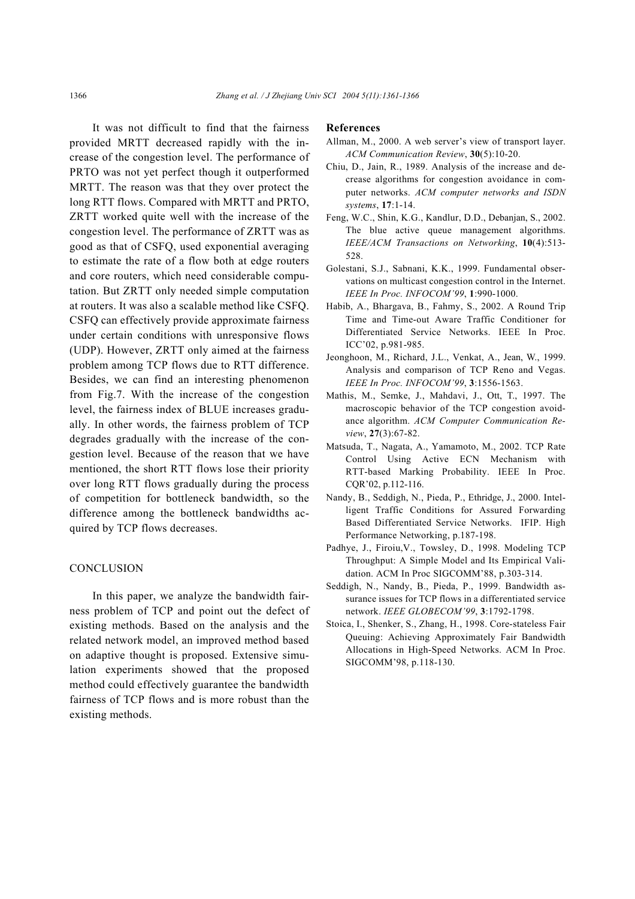It was not difficult to find that the fairness provided MRTT decreased rapidly with the increase of the congestion level. The performance of PRTO was not yet perfect though it outperformed MRTT. The reason was that they over protect the long RTT flows. Compared with MRTT and PRTO, ZRTT worked quite well with the increase of the congestion level. The performance of ZRTT was as good as that of CSFQ, used exponential averaging to estimate the rate of a flow both at edge routers and core routers, which need considerable computation. But ZRTT only needed simple computation at routers. It was also a scalable method like CSFQ. CSFQ can effectively provide approximate fairness under certain conditions with unresponsive flows (UDP). However, ZRTT only aimed at the fairness problem among TCP flows due to RTT difference. Besides, we can find an interesting phenomenon from Fig.7. With the increase of the congestion level, the fairness index of BLUE increases gradually. In other words, the fairness problem of TCP degrades gradually with the increase of the congestion level. Because of the reason that we have mentioned, the short RTT flows lose their priority over long RTT flows gradually during the process of competition for bottleneck bandwidth, so the difference among the bottleneck bandwidths acquired by TCP flows decreases.

## CONCLUSION

In this paper, we analyze the bandwidth fairness problem of TCP and point out the defect of existing methods. Based on the analysis and the related network model, an improved method based on adaptive thought is proposed. Extensive simulation experiments showed that the proposed method could effectively guarantee the bandwidth fairness of TCP flows and is more robust than the existing methods.

## References

Allman, M., 2000. A web server's view of transport layer. *ACM Communication Review*, **30**(5):10-20.

Chiu, D., Jain, R., 1989. Analysis of the increase and decrease algorithms for congestion avoidance in computer networks. *ACM computer networks and ISDN systems*, **17**:1-14.

Feng, W.C., Shin, K.G., Kandlur, D.D., Debanjan, S., 2002. The blue active queue management algorithms. *IEEE/ACM Transactions on Networking*, **10**(4):513-528.

Golestani, S.J., Sabnani, K.K., 1999. Fundamental observations on multicast congestion control in the Internet. *IEEE In Proc. INFOCOM'99*, **1**:990-1000.

Habib, A., Bhargava, B., Fahmy, S., 2002. A Round Trip Time and Time-out Aware Traffic Conditioner for Differentiated Service Networks. IEEE In Proc. ICC'02, p.981-985.

Jeonghoon, M., Richard, J.L., Venkat, A., Jean, W., 1999. Analysis and comparison of TCP Reno and Vegas. *IEEE In Proc. INFOCOM'99*, **3**:1556-1563.

Mathis, M., Semke, J., Mahdavi, J., Ott, T., 1997. The macroscopic behavior of the TCP congestion avoidance algorithm. *ACM Computer Communication Review*, **27**(3):67-82.

Matsuda, T., Nagata, A., Yamamoto, M., 2002. TCP Rate Control Using Active ECN Mechanism with RTT-based Marking Probability. IEEE In Proc. CQR'02, p.112-116.

Nandy, B., Seddigh, N., Pieda, P., Ethridge, J., 2000. Intelligent Traffic Conditions for Assured Forwarding Based Differentiated Service Networks. IFIP. High Performance Networking, p.187-198.

Padhye, J., Firoiu,V., Towsley, D., 1998. Modeling TCP Throughput: A Simple Model and Its Empirical Validation. ACM In Proc SIGCOMM'88, p.303-314.

Seddigh, N., Nandy, B., Pieda, P., 1999. Bandwidth assurance issues for TCP flows in a differentiated service network. *IEEE GLOBECOM'99*, **3**:1792-1798.

Stoica, I., Shenker, S., Zhang, H., 1998. Core-stateless Fair Queuing: Achieving Approximately Fair Bandwidth Allocations in High-Speed Networks. ACM In Proc. SIGCOMM'98, p.118-130.